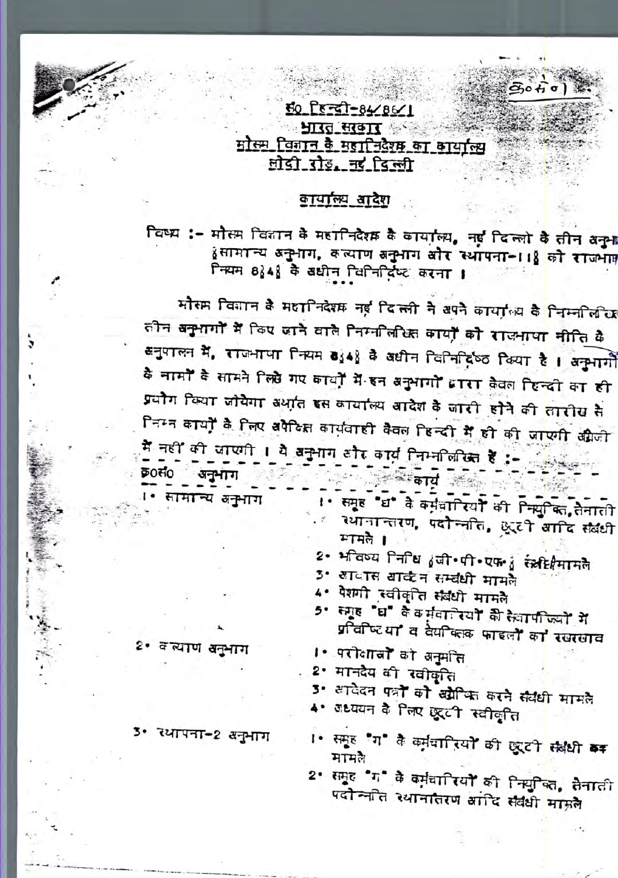क्र०सं०।

सं० हिन्दी-84/86/1

भारत सरकार

मौसम विज्ञान के महानिदेशक का कार्यालय

लोदी रोड, नई दिल्ली

## कार्यालय आदेश

विषय :- मौसम विज्ञान के महानिदेशक के कार्यालय, नई दिल्ली के तीन अनुभा (सामान्य अनुभाग, कल्याण अनुभाग और स्थापना-।।) को राजभाषा नियम 8(4) के अधीन विनिर्दिष्ट करना ।

...

मौसम विज्ञान के महानिदेशक नई दिल्ली ने अपने कार्यालय के निम्नलिखित तीन अनुभागों में किए जाने वाले निम्नलिखित कार्यों को राजभाषा नीति के अनुपालन में, राजभाषा नियम 8(4) के अधीन विनिर्दिष्ठ किया है । अनुभागों के नामों के सामने लिखे गए कार्यों में इन अनुभागों द्वारा केवल हिन्दी का ही प्रयोग किया जायेगा अर्थात इस कार्यालय आदेश के जारी होने की तारीख से निम्न कार्यों के लिए अपेक्षित कार्यवाही केवल हिन्दी में ही की जाएगी अंग्रेजी में नहीं की जाएगी । ये अनुभाग और कार्य निम्नलिखित हैं :-

| क्र०सं० अनुभाग | कार्य |
| --- | --- |
| 1. सामान्य अनुभाग | 1. समूह "घ" के कर्मचारियों की नियुक्ति, तैनाती स्थानान्तरण, पदोन्नति, छुट्टी आदि संबंधी मामले ।<br>2. भविष्य निधि (जी.पी.एफ.) संबंधीमामले<br>3. आवास आवंटन सम्बंधी मामले<br>4. पेशगी स्वीकृति संबंधी मामले<br>5. समूह "घ" के कर्मचारियों की सेवापंजियों में प्रविष्टियां व वैयक्तिक फाइलों का रखरखाव |
| 2. कल्याण अनुभाग | 1. परीक्षाओं की अनुमति<br>2. मानदेय की स्वीकृति<br>3. आवेदन पत्रों को अग्रेषित करने संबंधी मामले<br>4. अध्ययन के लिए छुट्टी स्वीकृति |
| 3. स्थापना-2 अनुभाग | 1. समूह "ग" के कर्मचारियों की छुट्टी संबंधी मामले<br>2. समूह "ग" के कर्मचारियों की नियुक्ति, तैनाती पदोन्नति स्थानांतरण आदि संबंधी मामले |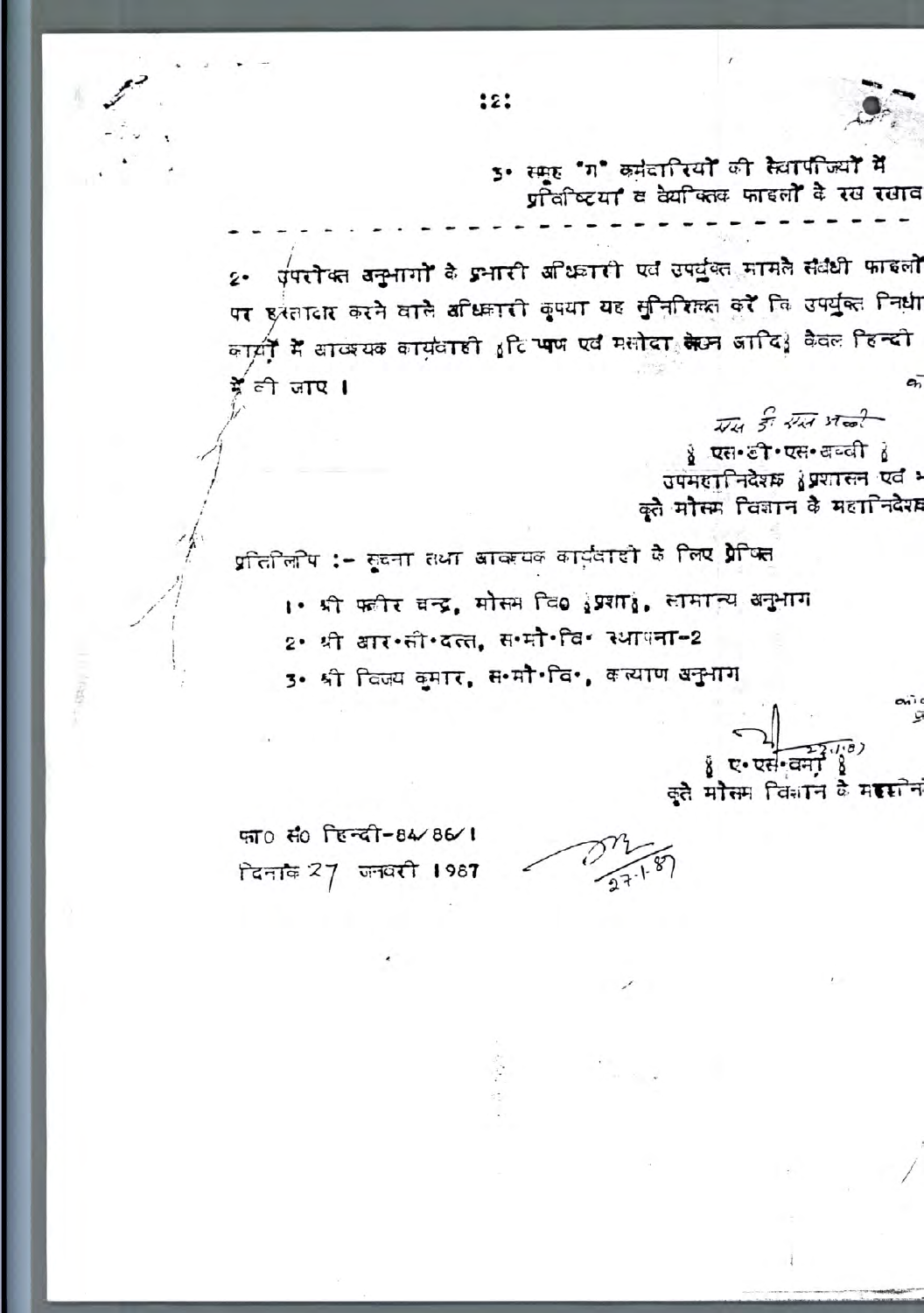5. समूह "ग" कर्मचारियों की सेवापंजियों में प्रविष्टियां व वैयक्तिक फाइलों के रख रखाव

- - - - - - - - - - - - - - - - - - - - - - - - - - - -

6. उपरोक्त अनुभागों के प्रभारी अधिकारी एवं उपर्युक्त मामले संबंधी फाइलों पर हस्ताक्षर करने वाले अधिकारी कृपया यह सुनिश्चित करें कि उपर्युक्त निर्धा कार्यों में आवश्यक कार्यवाही (टिप्पण एवं मसौदा लेखन आदि) केवल हिन्दी में की जाए।

(एस.टी.एस.बच्ची)
उपमहानिदेशक (प्रशासन एवं
कृते मौसम विज्ञान के महानिदेशक

प्रतिलिपि :- सूचना तथा आवश्यक कार्यवाही के लिए प्रेषित

1. श्री फकीर चन्द्र, मौसम वि० (प्रशा), सामान्य अनुभाग
2. श्री आर.सी.दत्त, स.मौ.वि. स्थापना-2
3. श्री विजय कुमार, स.मौ.वि., कल्याण अनुभाग

(ए.एस.वर्मा)
कृते मौसम विज्ञान के महानि

फा० सं० हिन्दी-84/86/1
दिनांक 27 जनवरी 1987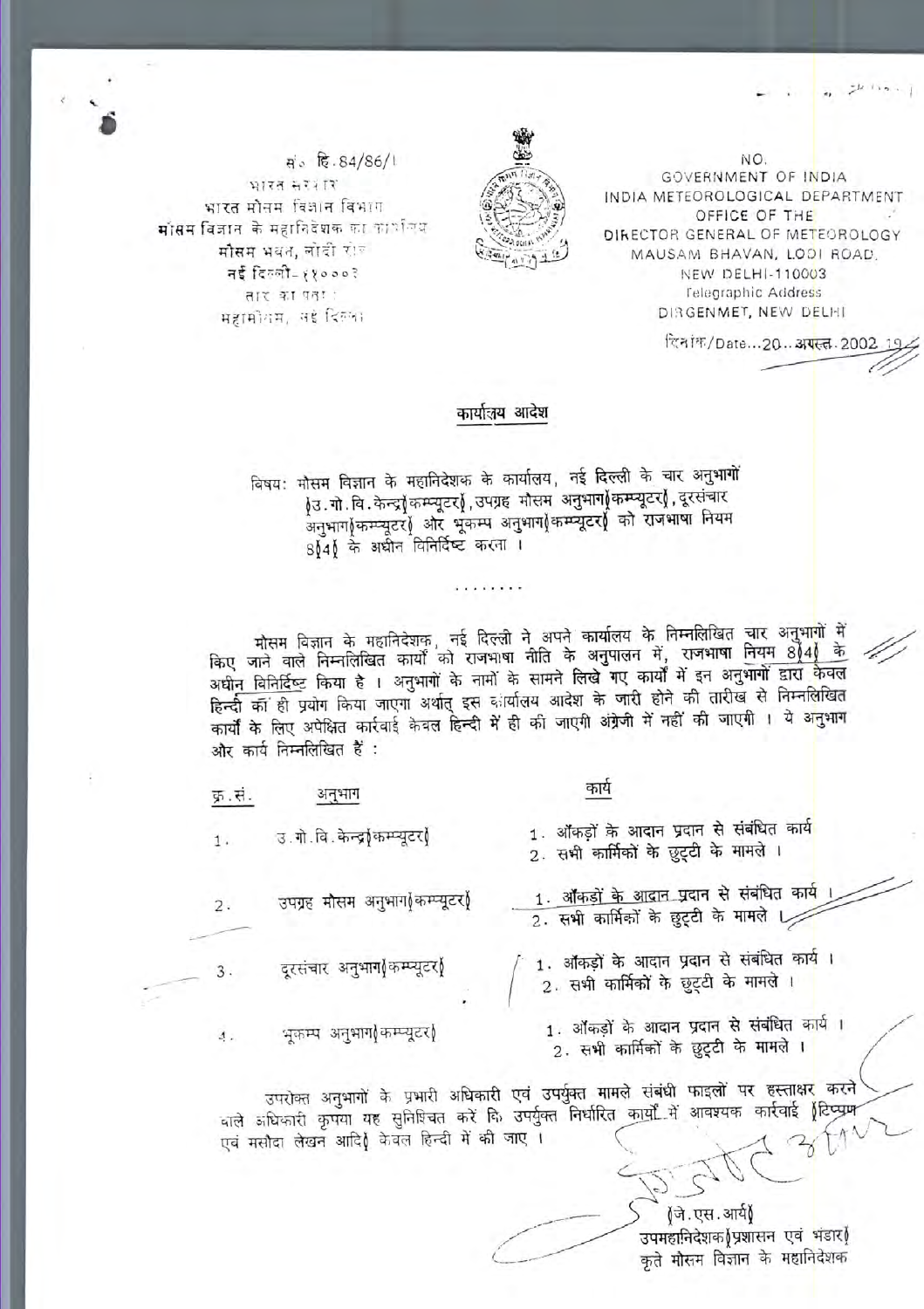सं० हि.84/86/1
भारत सरकार
भारत मौसम विज्ञान विभाग
मौसम विज्ञान के महानिदेशक का कार्यालय
मौसम भवन, लोदी रोड
नई दिल्ली-११०००३
तार का पता :
महामौसम, नई दिल्ली

NO.
GOVERNMENT OF INDIA
INDIA METEOROLOGICAL DEPARTMENT
OFFICE OF THE
DIRECTOR GENERAL OF METEOROLOGY
MAUSAM BHAVAN, LODI ROAD,
NEW DELHI-110003
Telegraphic Address
DIRGENMET, NEW DELHI

दिनांक/Date...20..अगस्त.2002

## कार्यालय आदेश

विषय: मौसम विज्ञान के महानिदेशक के कार्यालय, नई दिल्ली के चार अनुभागों (उ.गो.वि.केन्द्र(कम्प्यूटर), उपग्रह मौसम अनुभाग(कम्प्यूटर), दूरसंचार अनुभाग(कम्प्यूटर) और भूकम्प अनुभाग(कम्प्यूटर) को राजभाषा नियम 8(4) के अधीन विनिर्दिष्ट करना ।

........

मौसम विज्ञान के महानिदेशक, नई दिल्ली ने अपने कार्यालय के निम्नलिखित चार अनुभागों में किए जाने वाले निम्नलिखित कार्यों को राजभाषा नीति के अनुपालन में, राजभाषा नियम 8(4) के अधीन विनिर्दिष्ट किया है । अनुभागों के नामों के सामने लिखे गए कार्यों में इन अनुभागों द्वारा केवल हिन्दी का ही प्रयोग किया जाएगा अर्थात् इस कार्यालय आदेश के जारी होने की तारीख से निम्नलिखित कार्यों के लिए अपेक्षित कार्रवाई केवल हिन्दी में ही की जाएगी अंग्रेजी में नहीं की जाएगी । ये अनुभाग और कार्य निम्नलिखित हैं :

| क्र.सं. | अनुभाग | कार्य |
|---|---|---|
| 1. | उ.गो.वि.केन्द्र(कम्प्यूटर) | 1. आँकड़ों के आदान प्रदान से संबंधित कार्य<br>2. सभी कार्मिकों के छुट्टी के मामले । |
| 2. | उपग्रह मौसम अनुभाग(कम्प्यूटर) | 1. आँकड़ों के आदान प्रदान से संबंधित कार्य ।<br>2. सभी कार्मिकों के छुट्टी के मामले । |
| 3. | दूरसंचार अनुभाग(कम्प्यूटर) | 1. आँकड़ों के आदान प्रदान से संबंधित कार्य ।<br>2. सभी कार्मिकों के छुट्टी के मामले । |
| 4. | भूकम्प अनुभाग(कम्प्यूटर) | 1. आँकड़ों के आदान प्रदान से संबंधित कार्य ।<br>2. सभी कार्मिकों के छुट्टी के मामले । |

उपरोक्त अनुभागों के प्रभारी अधिकारी एवं उपर्युक्त मामले संबंधी फाइलों पर हस्ताक्षर करने वाले अधिकारी कृपया यह सुनिश्चित करें कि उपर्युक्त निर्धारित कार्यों में आवश्यक कार्रवाई (टिप्पण एवं मसौदा लेखन आदि) केवल हिन्दी में की जाए ।

(जे.एस.आर्य)
उपमहानिदेशक(प्रशासन एवं भंडार)
कृते मौसम विज्ञान के महानिदेशक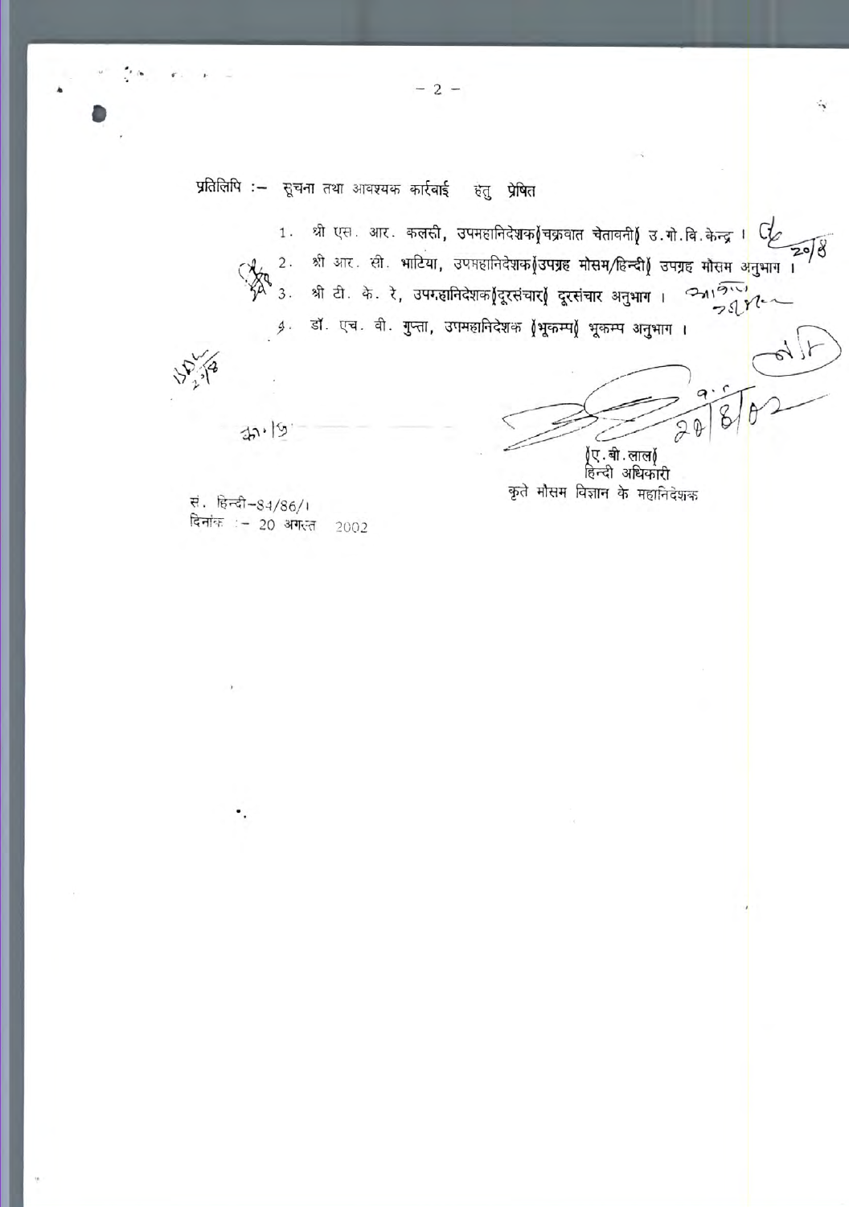प्रतिलिपि :– सूचना तथा आवश्यक कार्रवाई हेतु प्रेषित

1. श्री एस. आर. कलसी, उपमहानिदेशक(चक्रवात चेतावनी) उ.मो.वि.केन्द्र ।
2. श्री आर. सी. भाटिया, उपमहानिदेशक(उपग्रह मौसम/हिन्दी) उपग्रह मौसम अनुभाग ।
3. श्री टी. के. रे, उपमहानिदेशक(दूरसंचार) दूरसंचार अनुभाग ।
4. डॉ. एच. वी. गुप्ता, उपमहानिदेशक (भूकम्प) भूकम्प अनुभाग ।

(ए.बी.लाल)
हिन्दी अधिकारी
कृते मौसम विज्ञान के महानिदेशक

सं. हिन्दी–84/86/।
दिनांक :– 20 अगस्त 2002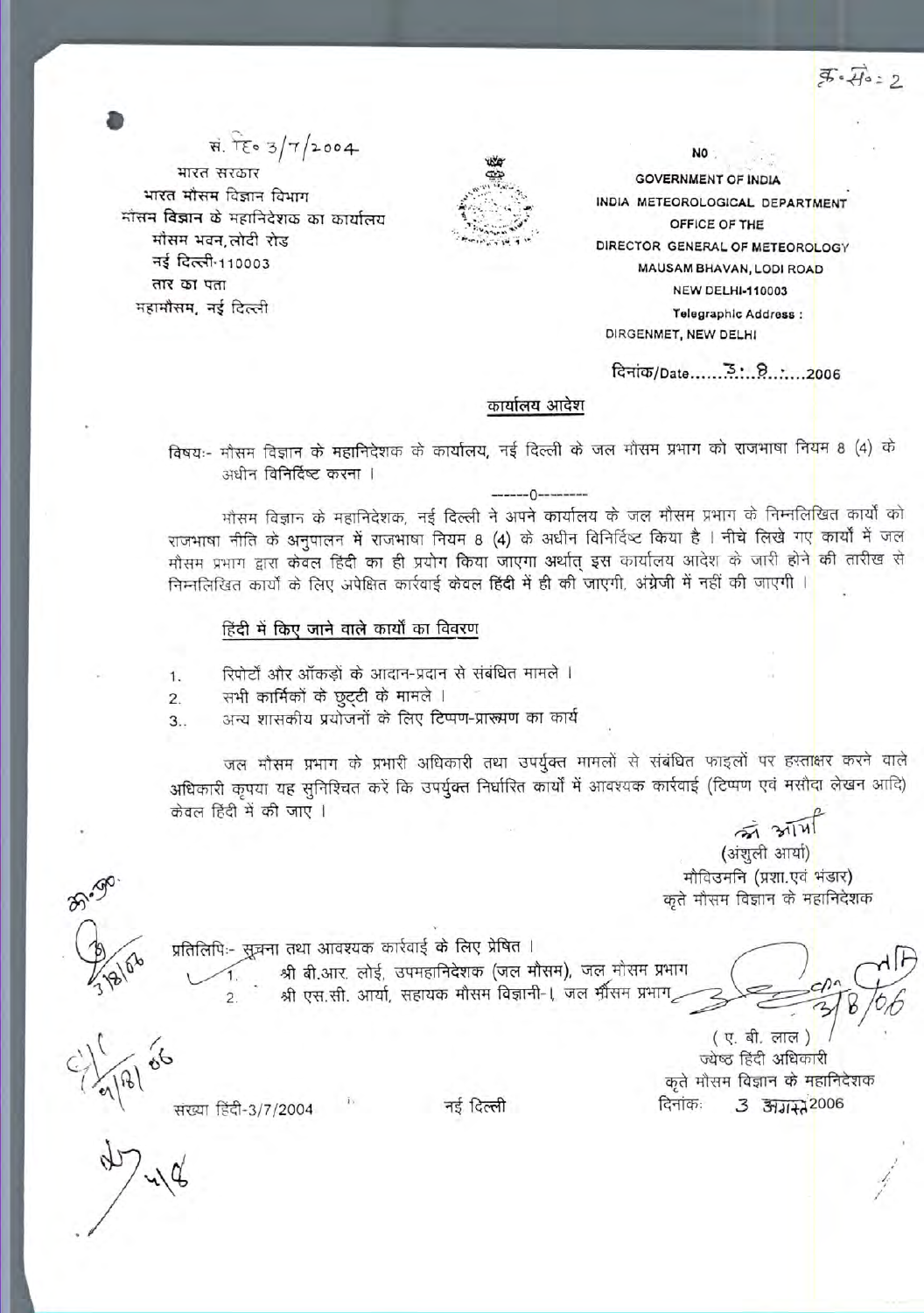क्र.सं.: 2

सं. हि० 3/7/2004

भारत सरकार
भारत मौसम विज्ञान विभाग
मौसम विज्ञान के महानिदेशक का कार्यालय
मौसम भवन, लोदी रोड
नई दिल्ली-110003
तार का पता
महामौसम, नई दिल्ली

NO.

GOVERNMENT OF INDIA
INDIA METEOROLOGICAL DEPARTMENT
OFFICE OF THE
DIRECTOR GENERAL OF METEOROLOGY
MAUSAM BHAVAN, LODI ROAD
NEW DELHI-110003
Telegraphic Address :
DIRGENMET, NEW DELHI

दिनांक/Date......3..8......2006

## कार्यालय आदेश

विषयः- मौसम विज्ञान के महानिदेशक के कार्यालय, नई दिल्ली के जल मौसम प्रभाग को राजभाषा नियम 8 (4) के अधीन विनिर्दिष्ट करना ।

------0--------

मौसम विज्ञान के महानिदेशक, नई दिल्ली ने अपने कार्यालय के जल मौसम प्रभाग के निम्नलिखित कार्यों को राजभाषा नीति के अनुपालन में राजभाषा नियम 8 (4) के अधीन विनिर्दिष्ट किया है । नीचे लिखे गए कार्यों में जल मौसम प्रभाग द्वारा केवल हिंदी का ही प्रयोग किया जाएगा अर्थात् इस कार्यालय आदेश के जारी होने की तारीख से निम्नलिखित कार्यों के लिए अपेक्षित कार्रवाई केवल हिंदी में ही की जाएगी, अंग्रेजी में नहीं की जाएगी ।

### हिंदी में किए जाने वाले कार्यों का विवरण

1. रिपोर्टों और आँकड़ों के आदान-प्रदान से संबंधित मामले ।
2. सभी कार्मिकों के छुट्टी के मामले ।
3. अन्य शासकीय प्रयोजनों के लिए टिप्पण-प्रारूपण का कार्य

जल मौसम प्रभाग के प्रभारी अधिकारी तथा उपर्युक्त मामलों से संबंधित फाइलों पर हस्ताक्षर करने वाले अधिकारी कृपया यह सुनिश्चित करें कि उपर्युक्त निर्धारित कार्यों में आवश्यक कार्रवाई (टिप्पण एवं मसौदा लेखन आदि) केवल हिंदी में की जाए ।

(अंशुली आर्या)
मौविउमनि (प्रशा.एवं भंडार)
कृते मौसम विज्ञान के महानिदेशक

प्रतिलिपिः- सूचना तथा आवश्यक कार्रवाई के लिए प्रेषित ।

1. श्री बी.आर. लोई, उपमहानिदेशक (जल मौसम), जल मौसम प्रभाग
2. श्री एस.सी. आर्या, सहायक मौसम विज्ञानी-I, जल मौसम प्रभाग

( ए. बी. लाल )
ज्येष्ठ हिंदी अधिकारी
कृते मौसम विज्ञान के महानिदेशक

संख्या हिंदी-3/7/2004 नई दिल्ली दिनांकः 3 अगस्त 2006